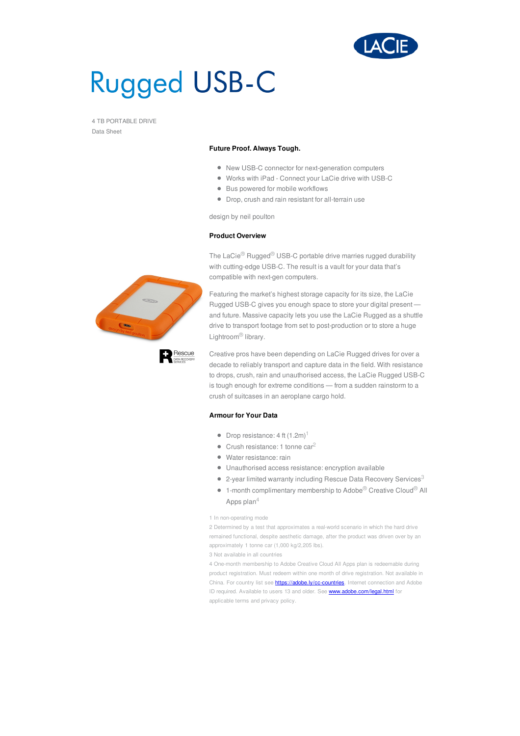# Rugged USB-C

4 TB PORTABLE DRIVE
Data Sheet

### Future Proof. Always Tough.

- New USB-C connector for next-generation computers
- Works with iPad - Connect your LaCie drive with USB-C
- Bus powered for mobile workflows
- Drop, crush and rain resistant for all-terrain use

design by neil poulton

### Product Overview

The LaCie® Rugged® USB-C portable drive marries rugged durability with cutting-edge USB-C. The result is a vault for your data that's compatible with next-gen computers.

Featuring the market's highest storage capacity for its size, the LaCie Rugged USB-C gives you enough space to store your digital present — and future. Massive capacity lets you use the LaCie Rugged as a shuttle drive to transport footage from set to post-production or to store a huge Lightroom® library.

Creative pros have been depending on LaCie Rugged drives for over a decade to reliably transport and capture data in the field. With resistance to drops, crush, rain and unauthorised access, the LaCie Rugged USB-C is tough enough for extreme conditions — from a sudden rainstorm to a crush of suitcases in an aeroplane cargo hold.

### Armour for Your Data

- Drop resistance: 4 ft (1.2m)[1]
- Crush resistance: 1 tonne car[2]
- Water resistance: rain
- Unauthorised access resistance: encryption available
- 2-year limited warranty including Rescue Data Recovery Services[3]
- 1-month complimentary membership to Adobe® Creative Cloud® All Apps plan[4]

1 In non-operating mode

2 Determined by a test that approximates a real-world scenario in which the hard drive remained functional, despite aesthetic damage, after the product was driven over by an approximately 1 tonne car (1,000 kg/2,205 lbs).

3 Not available in all countries

4 One-month membership to Adobe Creative Cloud All Apps plan is redeemable during product registration. Must redeem within one month of drive registration. Not available in China. For country list see https://adobe.ly/cc-countries. Internet connection and Adobe ID required. Available to users 13 and older. See www.adobe.com/legal.html for applicable terms and privacy policy.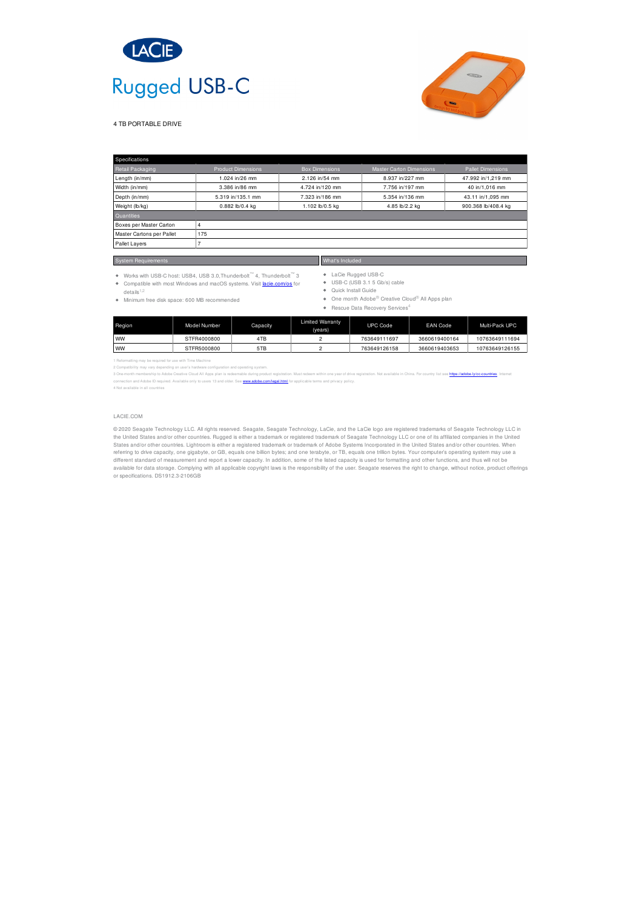# Rugged USB-C

4 TB PORTABLE DRIVE

| Specifications | | | | |
|---|---|---|---|---|
| Retail Packaging | Product Dimensions | Box Dimensions | Master Carton Dimensions | Pallet Dimensions |
| Length (in/mm) | 1.024 in/26 mm | 2.126 in/54 mm | 8.937 in/227 mm | 47.992 in/1,219 mm |
| Width (in/mm) | 3.386 in/86 mm | 4.724 in/120 mm | 7.756 in/197 mm | 40 in/1,016 mm |
| Depth (in/mm) | 5.319 in/135.1 mm | 7.323 in/186 mm | 5.354 in/136 mm | 43.11 in/1,095 mm |
| Weight (lb/kg) | 0.882 lb/0.4 kg | 1.102 lb/0.5 kg | 4.85 lb/2.2 kg | 900.368 lb/408.4 kg |
| Quantities | | | | |
| Boxes per Master Carton | 4 | | | |
| Master Cartons per Pallet | 175 | | | |
| Pallet Layers | 7 | | | |

## System Requirements

- Works with USB-C host: USB4, USB 3.0,Thunderbolt™ 4, Thunderbolt™ 3
- Compatible with most Windows and macOS systems. Visit lacie.com/os for details[1,2]
- Minimum free disk space: 600 MB recommended

## What's Included

- LaCie Rugged USB-C
- USB-C (USB 3.1 5 Gb/s) cable
- Quick Install Guide
- One month Adobe® Creative Cloud® All Apps plan
- Rescue Data Recovery Services[4]

| Region | Model Number | Capacity | Limited Warranty (years) | UPC Code | EAN Code | Multi-Pack UPC |
|---|---|---|---|---|---|---|
| WW | STFR4000800 | 4TB | 2 | 763649111697 | 3660619400164 | 10763649111694 |
| WW | STFR5000800 | 5TB | 2 | 763649126158 | 3660619403653 | 10763649126155 |

1 Reformatting may be required for use with Time Machine.

2 Compatibility may vary depending on user's hardware configuration and operating system.

3 One-month membership to Adobe Creative Cloud All Apps plan is redeemable during product registration. Must redeem within one year of drive registration. Not available in China. For country list see https://adobe.ly/cc-countries. Internet connection and Adobe ID required. Available only to users 13 and older. See www.adobe.com/legal.html for applicable terms and privacy policy.

4 Not available in all countries.

LACIE.COM

© 2020 Seagate Technology LLC. All rights reserved. Seagate, Seagate Technology, LaCie, and the LaCie logo are registered trademarks of Seagate Technology LLC in the United States and/or other countries. Rugged is either a trademark or registered trademark of Seagate Technology LLC or one of its affiliated companies in the United States and/or other countries. Lightroom is either a registered trademark or trademark of Adobe Systems Incorporated in the United States and/or other countries. When referring to drive capacity, one gigabyte, or GB, equals one billion bytes; and one terabyte, or TB, equals one trillion bytes. Your computer's operating system may use a different standard of measurement and report a lower capacity. In addition, some of the listed capacity is used for formatting and other functions, and thus will not be available for data storage. Complying with all applicable copyright laws is the responsibility of the user. Seagate reserves the right to change, without notice, product offerings or specifications. DS1912.3-2106GB